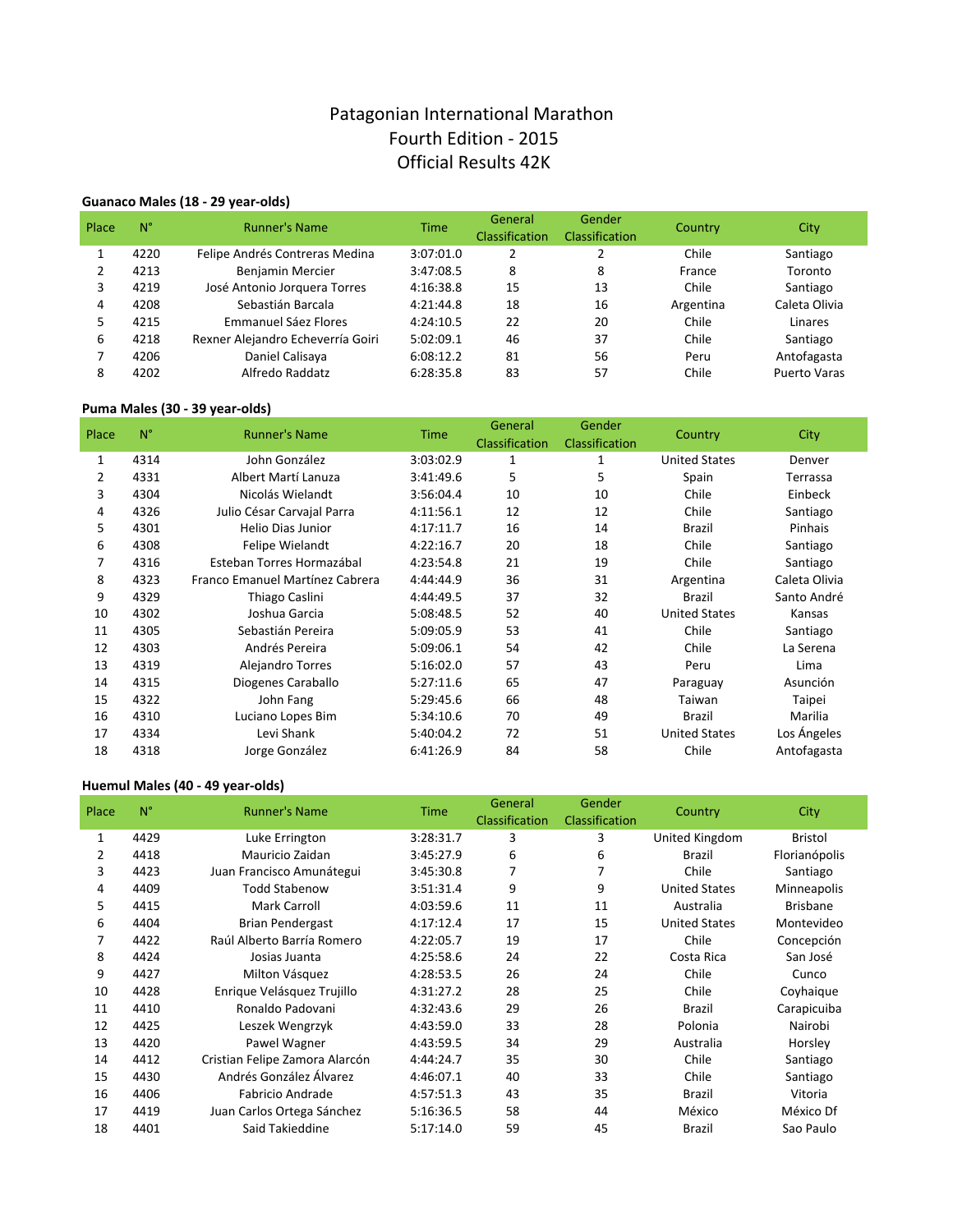# Patagonian International Marathon
# Fourth Edition - 2015
# Official Results 42K

### Guanaco Males (18 - 29 year-olds)

| Place | N° | Runner's Name | Time | General Classification | Gender Classification | Country | City |
|---|---|---|---|---|---|---|---|
| 1 | 4220 | Felipe Andrés Contreras Medina | 3:07:01.0 | 2 | 2 | Chile | Santiago |
| 2 | 4213 | Benjamin Mercier | 3:47:08.5 | 8 | 8 | France | Toronto |
| 3 | 4219 | José Antonio Jorquera Torres | 4:16:38.8 | 15 | 13 | Chile | Santiago |
| 4 | 4208 | Sebastián Barcala | 4:21:44.8 | 18 | 16 | Argentina | Caleta Olivia |
| 5 | 4215 | Emmanuel Sáez Flores | 4:24:10.5 | 22 | 20 | Chile | Linares |
| 6 | 4218 | Rexner Alejandro Echeverría Goiri | 5:02:09.1 | 46 | 37 | Chile | Santiago |
| 7 | 4206 | Daniel Calisaya | 6:08:12.2 | 81 | 56 | Peru | Antofagasta |
| 8 | 4202 | Alfredo Raddatz | 6:28:35.8 | 83 | 57 | Chile | Puerto Varas |

### Puma Males (30 - 39 year-olds)

| Place | N° | Runner's Name | Time | General Classification | Gender Classification | Country | City |
|---|---|---|---|---|---|---|---|
| 1 | 4314 | John González | 3:03:02.9 | 1 | 1 | United States | Denver |
| 2 | 4331 | Albert Martí Lanuza | 3:41:49.6 | 5 | 5 | Spain | Terrassa |
| 3 | 4304 | Nicolás Wielandt | 3:56:04.4 | 10 | 10 | Chile | Einbeck |
| 4 | 4326 | Julio César Carvajal Parra | 4:11:56.1 | 12 | 12 | Chile | Santiago |
| 5 | 4301 | Helio Dias Junior | 4:17:11.7 | 16 | 14 | Brazil | Pinhais |
| 6 | 4308 | Felipe Wielandt | 4:22:16.7 | 20 | 18 | Chile | Santiago |
| 7 | 4316 | Esteban Torres Hormazábal | 4:23:54.8 | 21 | 19 | Chile | Santiago |
| 8 | 4323 | Franco Emanuel Martínez Cabrera | 4:44:44.9 | 36 | 31 | Argentina | Caleta Olivia |
| 9 | 4329 | Thiago Caslini | 4:44:49.5 | 37 | 32 | Brazil | Santo André |
| 10 | 4302 | Joshua Garcia | 5:08:48.5 | 52 | 40 | United States | Kansas |
| 11 | 4305 | Sebastián Pereira | 5:09:05.9 | 53 | 41 | Chile | Santiago |
| 12 | 4303 | Andrés Pereira | 5:09:06.1 | 54 | 42 | Chile | La Serena |
| 13 | 4319 | Alejandro Torres | 5:16:02.0 | 57 | 43 | Peru | Lima |
| 14 | 4315 | Diogenes Caraballo | 5:27:11.6 | 65 | 47 | Paraguay | Asunción |
| 15 | 4322 | John Fang | 5:29:45.6 | 66 | 48 | Taiwan | Taipei |
| 16 | 4310 | Luciano Lopes Bim | 5:34:10.6 | 70 | 49 | Brazil | Marilia |
| 17 | 4334 | Levi Shank | 5:40:04.2 | 72 | 51 | United States | Los Ángeles |
| 18 | 4318 | Jorge González | 6:41:26.9 | 84 | 58 | Chile | Antofagasta |

### Huemul Males (40 - 49 year-olds)

| Place | N° | Runner's Name | Time | General Classification | Gender Classification | Country | City |
|---|---|---|---|---|---|---|---|
| 1 | 4429 | Luke Errington | 3:28:31.7 | 3 | 3 | United Kingdom | Bristol |
| 2 | 4418 | Mauricio Zaidan | 3:45:27.9 | 6 | 6 | Brazil | Florianópolis |
| 3 | 4423 | Juan Francisco Amunátegui | 3:45:30.8 | 7 | 7 | Chile | Santiago |
| 4 | 4409 | Todd Stabenow | 3:51:31.4 | 9 | 9 | United States | Minneapolis |
| 5 | 4415 | Mark Carroll | 4:03:59.6 | 11 | 11 | Australia | Brisbane |
| 6 | 4404 | Brian Pendergast | 4:17:12.4 | 17 | 15 | United States | Montevideo |
| 7 | 4422 | Raúl Alberto Barría Romero | 4:22:05.7 | 19 | 17 | Chile | Concepción |
| 8 | 4424 | Josias Juanta | 4:25:58.6 | 24 | 22 | Costa Rica | San José |
| 9 | 4427 | Milton Vásquez | 4:28:53.5 | 26 | 24 | Chile | Cunco |
| 10 | 4428 | Enrique Velásquez Trujillo | 4:31:27.2 | 28 | 25 | Chile | Coyhaique |
| 11 | 4410 | Ronaldo Padovani | 4:32:43.6 | 29 | 26 | Brazil | Carapicuiba |
| 12 | 4425 | Leszek Wengrzyk | 4:43:59.0 | 33 | 28 | Polonia | Nairobi |
| 13 | 4420 | Pawel Wagner | 4:43:59.5 | 34 | 29 | Australia | Horsley |
| 14 | 4412 | Cristian Felipe Zamora Alarcón | 4:44:24.7 | 35 | 30 | Chile | Santiago |
| 15 | 4430 | Andrés González Álvarez | 4:46:07.1 | 40 | 33 | Chile | Santiago |
| 16 | 4406 | Fabricio Andrade | 4:57:51.3 | 43 | 35 | Brazil | Vitoria |
| 17 | 4419 | Juan Carlos Ortega Sánchez | 5:16:36.5 | 58 | 44 | México | México Df |
| 18 | 4401 | Said Takieddine | 5:17:14.0 | 59 | 45 | Brazil | Sao Paulo |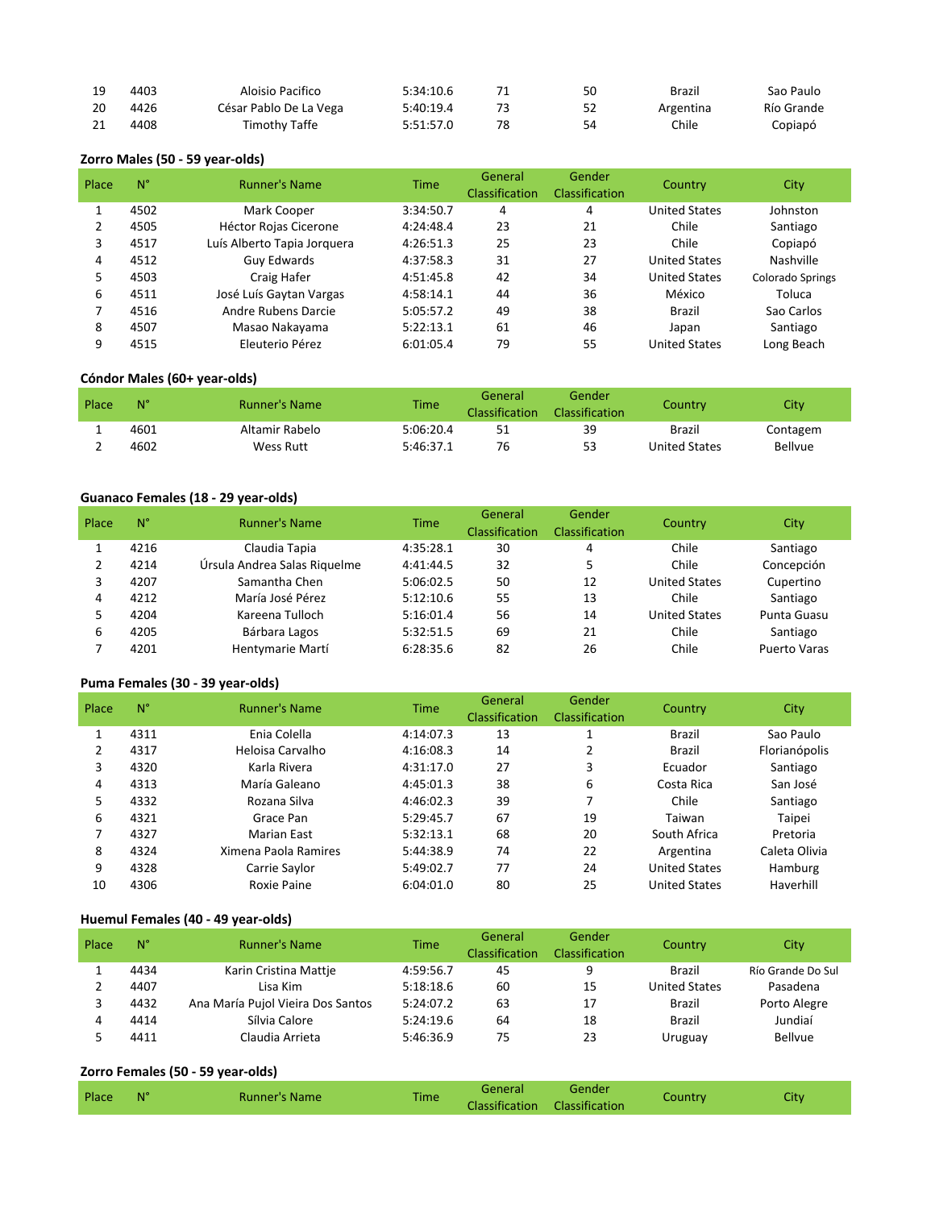| 19 | 4403 | Aloisio Pacifico | 5:34:10.6 | 71 | 50 | Brazil | Sao Paulo |
|---|---|---|---|---|---|---|---|
| 20 | 4426 | César Pablo De La Vega | 5:40:19.4 | 73 | 52 | Argentina | Río Grande |
| 21 | 4408 | Timothy Taffe | 5:51:57.0 | 78 | 54 | Chile | Copiapó |

**Zorro Males (50 - 59 year-olds)**

| Place | N° | Runner's Name | Time | General Classification | Gender Classification | Country | City |
|---|---|---|---|---|---|---|---|
| 1 | 4502 | Mark Cooper | 3:34:50.7 | 4 | 4 | United States | Johnston |
| 2 | 4505 | Héctor Rojas Cicerone | 4:24:48.4 | 23 | 21 | Chile | Santiago |
| 3 | 4517 | Luís Alberto Tapia Jorquera | 4:26:51.3 | 25 | 23 | Chile | Copiapó |
| 4 | 4512 | Guy Edwards | 4:37:58.3 | 31 | 27 | United States | Nashville |
| 5 | 4503 | Craig Hafer | 4:51:45.8 | 42 | 34 | United States | Colorado Springs |
| 6 | 4511 | José Luís Gaytan Vargas | 4:58:14.1 | 44 | 36 | México | Toluca |
| 7 | 4516 | Andre Rubens Darcie | 5:05:57.2 | 49 | 38 | Brazil | Sao Carlos |
| 8 | 4507 | Masao Nakayama | 5:22:13.1 | 61 | 46 | Japan | Santiago |
| 9 | 4515 | Eleuterio Pérez | 6:01:05.4 | 79 | 55 | United States | Long Beach |

**Cóndor Males (60+ year-olds)**

| Place | N° | Runner's Name | Time | General Classification | Gender Classification | Country | City |
|---|---|---|---|---|---|---|---|
| 1 | 4601 | Altamir Rabelo | 5:06:20.4 | 51 | 39 | Brazil | Contagem |
| 2 | 4602 | Wess Rutt | 5:46:37.1 | 76 | 53 | United States | Bellvue |

**Guanaco Females (18 - 29 year-olds)**

| Place | N° | Runner's Name | Time | General Classification | Gender Classification | Country | City |
|---|---|---|---|---|---|---|---|
| 1 | 4216 | Claudia Tapia | 4:35:28.1 | 30 | 4 | Chile | Santiago |
| 2 | 4214 | Úrsula Andrea Salas Riquelme | 4:41:44.5 | 32 | 5 | Chile | Concepción |
| 3 | 4207 | Samantha Chen | 5:06:02.5 | 50 | 12 | United States | Cupertino |
| 4 | 4212 | María José Pérez | 5:12:10.6 | 55 | 13 | Chile | Santiago |
| 5 | 4204 | Kareena Tulloch | 5:16:01.4 | 56 | 14 | United States | Punta Guasu |
| 6 | 4205 | Bárbara Lagos | 5:32:51.5 | 69 | 21 | Chile | Santiago |
| 7 | 4201 | Hentymarie Martí | 6:28:35.6 | 82 | 26 | Chile | Puerto Varas |

**Puma Females (30 - 39 year-olds)**

| Place | N° | Runner's Name | Time | General Classification | Gender Classification | Country | City |
|---|---|---|---|---|---|---|---|
| 1 | 4311 | Enia Colella | 4:14:07.3 | 13 | 1 | Brazil | Sao Paulo |
| 2 | 4317 | Heloisa Carvalho | 4:16:08.3 | 14 | 2 | Brazil | Florianópolis |
| 3 | 4320 | Karla Rivera | 4:31:17.0 | 27 | 3 | Ecuador | Santiago |
| 4 | 4313 | María Galeano | 4:45:01.3 | 38 | 6 | Costa Rica | San José |
| 5 | 4332 | Rozana Silva | 4:46:02.3 | 39 | 7 | Chile | Santiago |
| 6 | 4321 | Grace Pan | 5:29:45.7 | 67 | 19 | Taiwan | Taipei |
| 7 | 4327 | Marian East | 5:32:13.1 | 68 | 20 | South Africa | Pretoria |
| 8 | 4324 | Ximena Paola Ramires | 5:44:38.9 | 74 | 22 | Argentina | Caleta Olivia |
| 9 | 4328 | Carrie Saylor | 5:49:02.7 | 77 | 24 | United States | Hamburg |
| 10 | 4306 | Roxie Paine | 6:04:01.0 | 80 | 25 | United States | Haverhill |

**Huemul Females (40 - 49 year-olds)**

| Place | N° | Runner's Name | Time | General Classification | Gender Classification | Country | City |
|---|---|---|---|---|---|---|---|
| 1 | 4434 | Karin Cristina Mattje | 4:59:56.7 | 45 | 9 | Brazil | Río Grande Do Sul |
| 2 | 4407 | Lisa Kim | 5:18:18.6 | 60 | 15 | United States | Pasadena |
| 3 | 4432 | Ana María Pujol Vieira Dos Santos | 5:24:07.2 | 63 | 17 | Brazil | Porto Alegre |
| 4 | 4414 | Sílvia Calore | 5:24:19.6 | 64 | 18 | Brazil | Jundiaí |
| 5 | 4411 | Claudia Arrieta | 5:46:36.9 | 75 | 23 | Uruguay | Bellvue |

**Zorro Females (50 - 59 year-olds)**

| Place | N° | Runner's Name | Time | General Classification | Gender Classification | Country | City |
|---|---|---|---|---|---|---|---|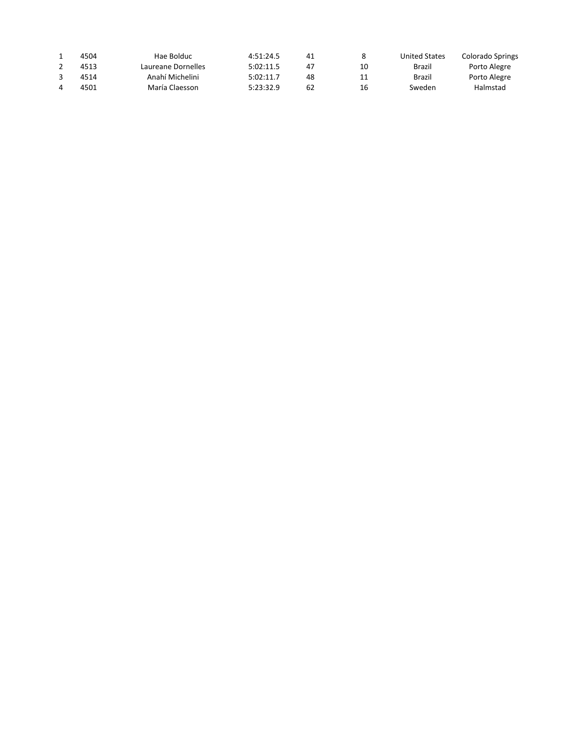| | | | | | | | |
|---|---|---|---|---|---|---|---|
| 1 | 4504 | Hae Bolduc | 4:51:24.5 | 41 | 8 | United States | Colorado Springs |
| 2 | 4513 | Laureane Dornelles | 5:02:11.5 | 47 | 10 | Brazil | Porto Alegre |
| 3 | 4514 | Anahí Michelini | 5:02:11.7 | 48 | 11 | Brazil | Porto Alegre |
| 4 | 4501 | María Claesson | 5:23:32.9 | 62 | 16 | Sweden | Halmstad |